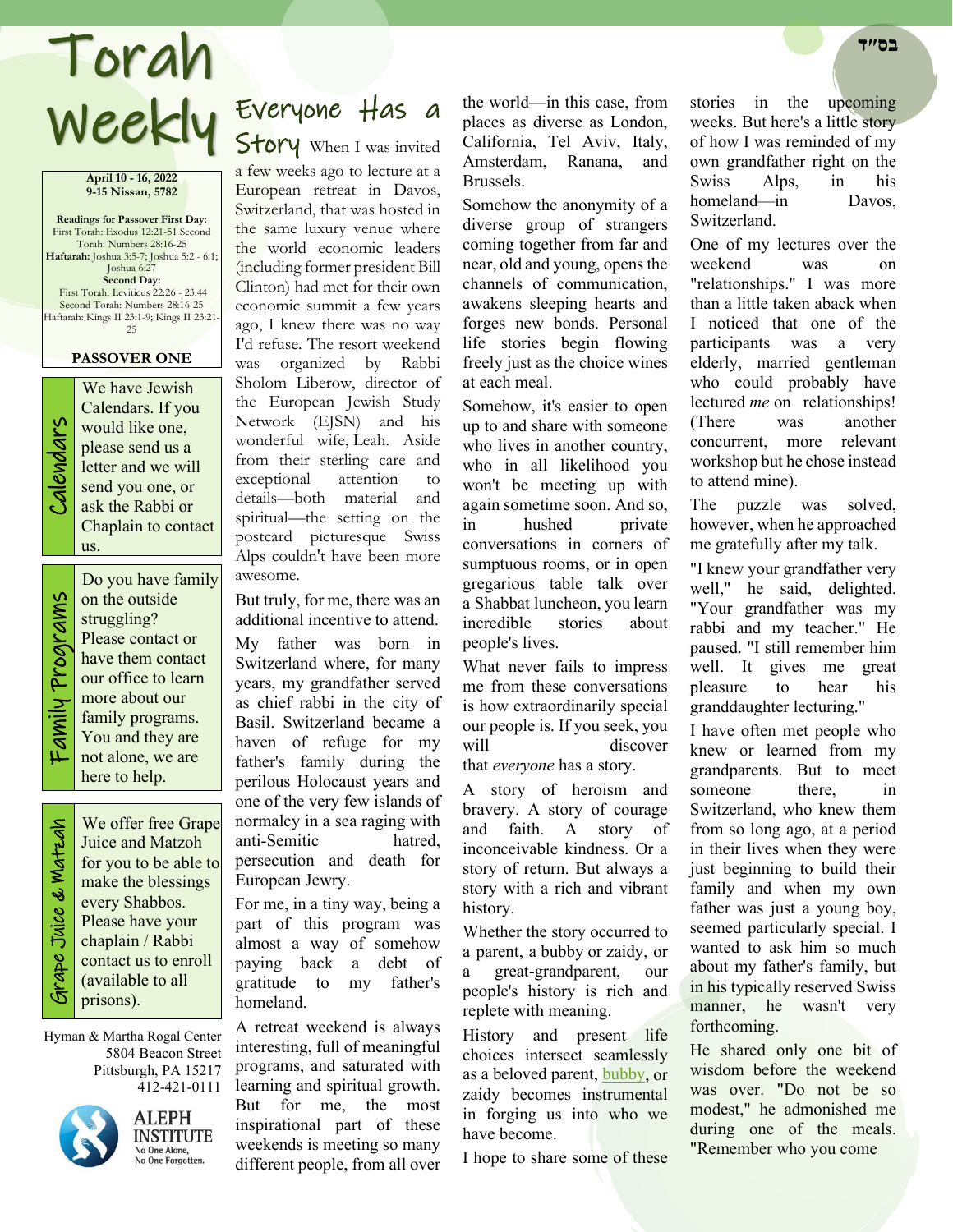בס״ד

# Torah Weekly

**April 10 - 16, 2022**
**9-15 Nissan, 5782**

**Readings for Passover First Day:**
First Torah: Exodus 12:21-51 Second Torah: Numbers 28:16-25
**Haftarah:** Joshua 3:5-7; Joshua 5:2 - 6:1; Joshua 6:27
**Second Day:**
First Torah: Leviticus 22:26 - 23:44
Second Torah: Numbers 28:16-25
Haftarah: Kings II 23:1-9; Kings II 23:21-25

**PASSOVER ONE**

**Calendars**

We have Jewish Calendars. If you would like one, please send us a letter and we will send you one, or ask the Rabbi or Chaplain to contact us.

**Family Programs**

Do you have family on the outside struggling? Please contact or have them contact our office to learn more about our family programs. You and they are not alone, we are here to help.

**Grape Juice & Matzah**

We offer free Grape Juice and Matzoh for you to be able to make the blessings every Shabbos. Please have your chaplain / Rabbi contact us to enroll (available to all prisons).

Hyman & Martha Rogal Center
5804 Beacon Street
Pittsburgh, PA 15217
412-421-0111

ALEPH INSTITUTE
No One Alone, No One Forgotten.

## Everyone Has a Story

When I was invited a few weeks ago to lecture at a European retreat in Davos, Switzerland, that was hosted in the same luxury venue where the world economic leaders (including former president Bill Clinton) had met for their own economic summit a few years ago, I knew there was no way I'd refuse. The resort weekend was organized by Rabbi Sholom Liberow, director of the European Jewish Study Network (EJSN) and his wonderful wife, Leah. Aside from their sterling care and exceptional attention to details—both material and spiritual—the setting on the postcard picturesque Swiss Alps couldn't have been more awesome.

But truly, for me, there was an additional incentive to attend.

My father was born in Switzerland where, for many years, my grandfather served as chief rabbi in the city of Basil. Switzerland became a haven of refuge for my father's family during the perilous Holocaust years and one of the very few islands of normalcy in a sea raging with anti-Semitic hatred, persecution and death for European Jewry.

For me, in a tiny way, being a part of this program was almost a way of somehow paying back a debt of gratitude to my father's homeland.

A retreat weekend is always interesting, full of meaningful programs, and saturated with learning and spiritual growth. But for me, the most inspirational part of these weekends is meeting so many different people, from all over the world—in this case, from places as diverse as London, California, Tel Aviv, Italy, Amsterdam, Ranana, and Brussels.

Somehow the anonymity of a diverse group of strangers coming together from far and near, old and young, opens the channels of communication, awakens sleeping hearts and forges new bonds. Personal life stories begin flowing freely just as the choice wines at each meal.

Somehow, it's easier to open up to and share with someone who lives in another country, who in all likelihood you won't be meeting up with again sometime soon. And so, in hushed private conversations in corners of sumptuous rooms, or in open gregarious table talk over a Shabbat luncheon, you learn incredible stories about people's lives.

What never fails to impress me from these conversations is how extraordinarily special our people is. If you seek, you will discover that *everyone* has a story.

A story of heroism and bravery. A story of courage and faith. A story of inconceivable kindness. Or a story of return. But always a story with a rich and vibrant history.

Whether the story occurred to a parent, a bubby or zaidy, or a great-grandparent, our people's history is rich and replete with meaning.

History and present life choices intersect seamlessly as a beloved parent, bubby, or zaidy becomes instrumental in forging us into who we have become.

I hope to share some of these stories in the upcoming weeks. But here's a little story of how I was reminded of my own grandfather right on the Swiss Alps, in his homeland—in Davos, Switzerland.

One of my lectures over the weekend was on "relationships." I was more than a little taken aback when I noticed that one of the participants was a very elderly, married gentleman who could probably have lectured *me* on relationships! (There was another concurrent, more relevant workshop but he chose instead to attend mine).

The puzzle was solved, however, when he approached me gratefully after my talk.

"I knew your grandfather very well," he said, delighted. "Your grandfather was my rabbi and my teacher." He paused. "I still remember him well. It gives me great pleasure to hear his granddaughter lecturing."

I have often met people who knew or learned from my grandparents. But to meet someone there, in Switzerland, who knew them from so long ago, at a period in their lives when they were just beginning to build their family and when my own father was just a young boy, seemed particularly special. I wanted to ask him so much about my father's family, but in his typically reserved Swiss manner, he wasn't very forthcoming.

He shared only one bit of wisdom before the weekend was over. "Do not be so modest," he admonished me during one of the meals. "Remember who you come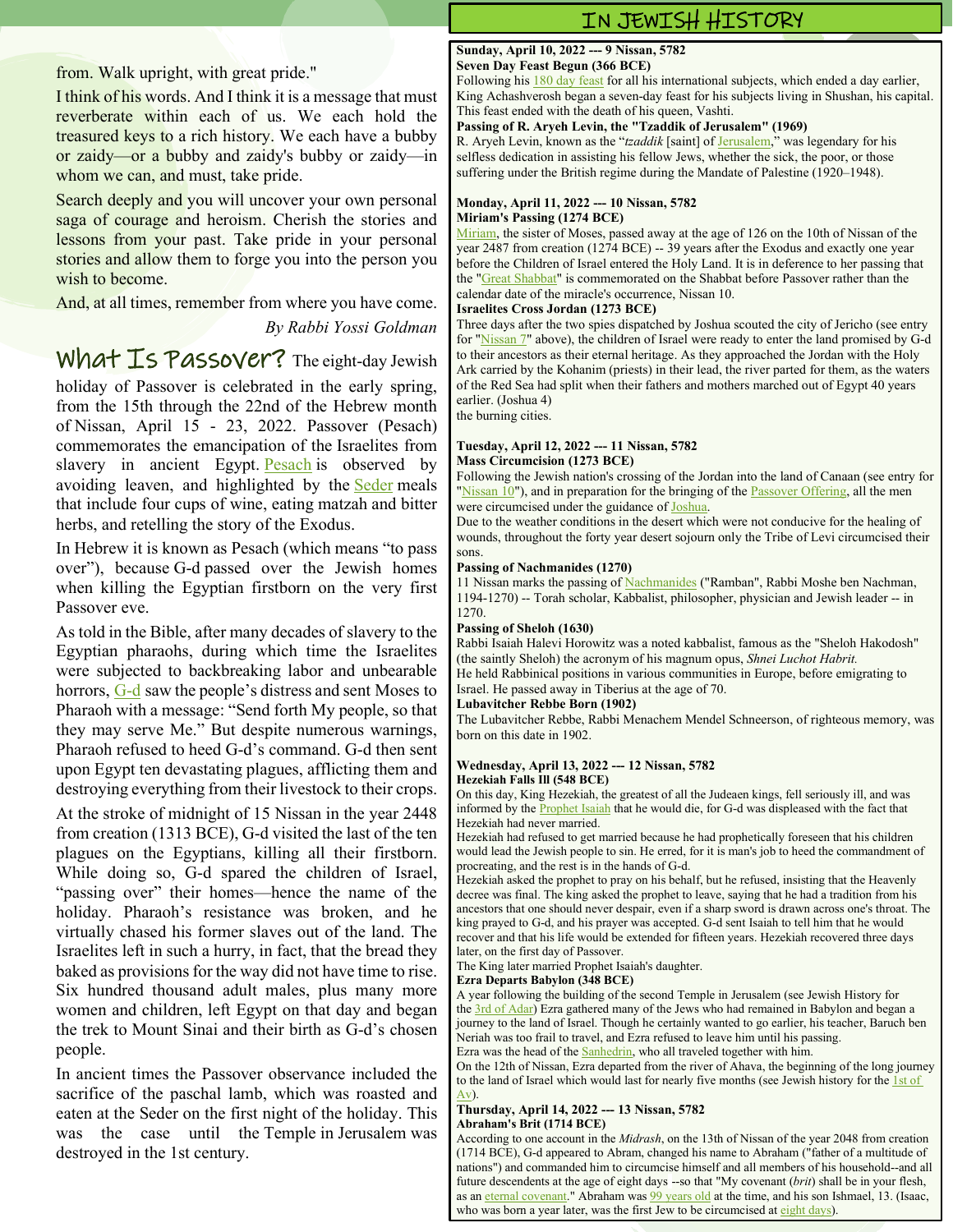from. Walk upright, with great pride."

I think of his words. And I think it is a message that must reverberate within each of us. We each hold the treasured keys to a rich history. We each have a bubby or zaidy—or a bubby and zaidy's bubby or zaidy—in whom we can, and must, take pride.

Search deeply and you will uncover your own personal saga of courage and heroism. Cherish the stories and lessons from your past. Take pride in your personal stories and allow them to forge you into the person you wish to become.

And, at all times, remember from where you have come.

*By Rabbi Yossi Goldman*

## What Is Passover?

The eight-day Jewish holiday of Passover is celebrated in the early spring, from the 15th through the 22nd of the Hebrew month of Nissan, April 15 - 23, 2022. Passover (Pesach) commemorates the emancipation of the Israelites from slavery in ancient Egypt. Pesach is observed by avoiding leaven, and highlighted by the Seder meals that include four cups of wine, eating matzah and bitter herbs, and retelling the story of the Exodus.

In Hebrew it is known as Pesach (which means "to pass over"), because G-d passed over the Jewish homes when killing the Egyptian firstborn on the very first Passover eve.

As told in the Bible, after many decades of slavery to the Egyptian pharaohs, during which time the Israelites were subjected to backbreaking labor and unbearable horrors, G-d saw the people's distress and sent Moses to Pharaoh with a message: "Send forth My people, so that they may serve Me." But despite numerous warnings, Pharaoh refused to heed G-d's command. G-d then sent upon Egypt ten devastating plagues, afflicting them and destroying everything from their livestock to their crops.

At the stroke of midnight of 15 Nissan in the year 2448 from creation (1313 BCE), G-d visited the last of the ten plagues on the Egyptians, killing all their firstborn. While doing so, G-d spared the children of Israel, "passing over" their homes—hence the name of the holiday. Pharaoh's resistance was broken, and he virtually chased his former slaves out of the land. The Israelites left in such a hurry, in fact, that the bread they baked as provisions for the way did not have time to rise. Six hundred thousand adult males, plus many more women and children, left Egypt on that day and began the trek to Mount Sinai and their birth as G-d's chosen people.

In ancient times the Passover observance included the sacrifice of the paschal lamb, which was roasted and eaten at the Seder on the first night of the holiday. This was the case until the Temple in Jerusalem was destroyed in the 1st century.

## IN JEWISH HISTORY

**Sunday, April 10, 2022 --- 9 Nissan, 5782**

**Seven Day Feast Begun (366 BCE)**

Following his 180 day feast for all his international subjects, which ended a day earlier, King Achashverosh began a seven-day feast for his subjects living in Shushan, his capital. This feast ended with the death of his queen, Vashti.

**Passing of R. Aryeh Levin, the "Tzaddik of Jerusalem" (1969)**

R. Aryeh Levin, known as the "*tzaddik* [saint] of Jerusalem," was legendary for his selfless dedication in assisting his fellow Jews, whether the sick, the poor, or those suffering under the British regime during the Mandate of Palestine (1920–1948).

**Monday, April 11, 2022 --- 10 Nissan, 5782**

**Miriam's Passing (1274 BCE)**

Miriam, the sister of Moses, passed away at the age of 126 on the 10th of Nissan of the year 2487 from creation (1274 BCE) -- 39 years after the Exodus and exactly one year before the Children of Israel entered the Holy Land. It is in deference to her passing that the "Great Shabbat" is commemorated on the Shabbat before Passover rather than the calendar date of the miracle's occurrence, Nissan 10.

**Israelites Cross Jordan (1273 BCE)**

Three days after the two spies dispatched by Joshua scouted the city of Jericho (see entry for "Nissan 7" above), the children of Israel were ready to enter the land promised by G-d to their ancestors as their eternal heritage. As they approached the Jordan with the Holy Ark carried by the Kohanim (priests) in their lead, the river parted for them, as the waters of the Red Sea had split when their fathers and mothers marched out of Egypt 40 years earlier. (Joshua 4)

the burning cities.

**Tuesday, April 12, 2022 --- 11 Nissan, 5782**

**Mass Circumcision (1273 BCE)**

Following the Jewish nation's crossing of the Jordan into the land of Canaan (see entry for "Nissan 10"), and in preparation for the bringing of the Passover Offering, all the men were circumcised under the guidance of Joshua.

Due to the weather conditions in the desert which were not conducive for the healing of wounds, throughout the forty year desert sojourn only the Tribe of Levi circumcised their sons.

**Passing of Nachmanides (1270)**

11 Nissan marks the passing of Nachmanides ("Ramban", Rabbi Moshe ben Nachman, 1194-1270) -- Torah scholar, Kabbalist, philosopher, physician and Jewish leader -- in 1270.

**Passing of Sheloh (1630)**

Rabbi Isaiah Halevi Horowitz was a noted kabbalist, famous as the "Sheloh Hakodosh" (the saintly Sheloh) the acronym of his magnum opus, *Shnei Luchot Habrit.*

He held Rabbinical positions in various communities in Europe, before emigrating to Israel. He passed away in Tiberius at the age of 70.

**Lubavitcher Rebbe Born (1902)**

The Lubavitcher Rebbe, Rabbi Menachem Mendel Schneerson, of righteous memory, was born on this date in 1902.

**Wednesday, April 13, 2022 --- 12 Nissan, 5782**

**Hezekiah Falls Ill (548 BCE)**

On this day, King Hezekiah, the greatest of all the Judeaen kings, fell seriously ill, and was informed by the Prophet Isaiah that he would die, for G-d was displeased with the fact that Hezekiah had never married.

Hezekiah had refused to get married because he had prophetically foreseen that his children would lead the Jewish people to sin. He erred, for it is man's job to heed the commandment of procreating, and the rest is in the hands of G-d.

Hezekiah asked the prophet to pray on his behalf, but he refused, insisting that the Heavenly decree was final. The king asked the prophet to leave, saying that he had a tradition from his ancestors that one should never despair, even if a sharp sword is drawn across one's throat. The king prayed to G-d, and his prayer was accepted. G-d sent Isaiah to tell him that he would recover and that his life would be extended for fifteen years. Hezekiah recovered three days later, on the first day of Passover.

The King later married Prophet Isaiah's daughter.

**Ezra Departs Babylon (348 BCE)**

A year following the building of the second Temple in Jerusalem (see Jewish History for the 3rd of Adar) Ezra gathered many of the Jews who had remained in Babylon and began a journey to the land of Israel. Though he certainly wanted to go earlier, his teacher, Baruch ben Neriah was too frail to travel, and Ezra refused to leave him until his passing.

Ezra was the head of the Sanhedrin, who all traveled together with him.

On the 12th of Nissan, Ezra departed from the river of Ahava, the beginning of the long journey to the land of Israel which would last for nearly five months (see Jewish history for the 1st of Av).

**Thursday, April 14, 2022 --- 13 Nissan, 5782**

**Abraham's Brit (1714 BCE)**

According to one account in the *Midrash*, on the 13th of Nissan of the year 2048 from creation (1714 BCE), G-d appeared to Abram, changed his name to Abraham ("father of a multitude of nations") and commanded him to circumcise himself and all members of his household--and all future descendants at the age of eight days --so that "My covenant (*brit*) shall be in your flesh, as an eternal covenant." Abraham was 99 years old at the time, and his son Ishmael, 13. (Isaac, who was born a year later, was the first Jew to be circumcised at eight days).